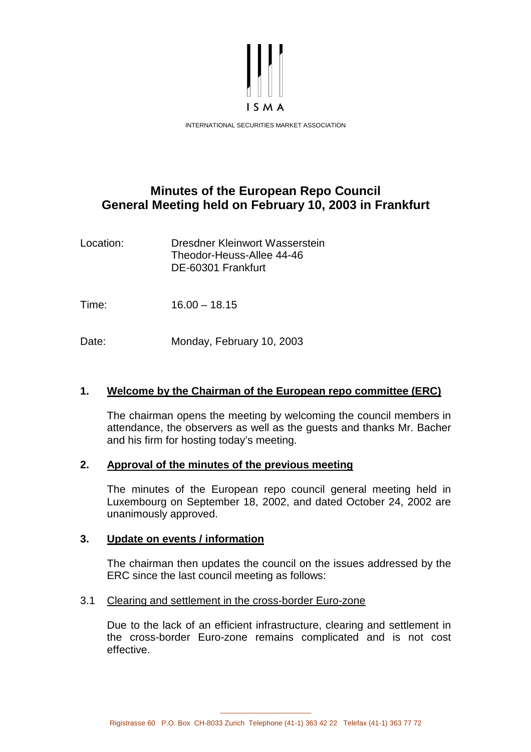ISMA

INTERNATIONAL SECURITIES MARKET ASSOCIATION

# Minutes of the European Repo Council General Meeting held on February 10, 2003 in Frankfurt

Location: Dresdner Kleinwort Wasserstein
Theodor-Heuss-Allee 44-46
DE-60301 Frankfurt

Time: 16.00 – 18.15

Date: Monday, February 10, 2003

## 1. Welcome by the Chairman of the European repo committee (ERC)

The chairman opens the meeting by welcoming the council members in attendance, the observers as well as the guests and thanks Mr. Bacher and his firm for hosting today's meeting.

## 2. Approval of the minutes of the previous meeting

The minutes of the European repo council general meeting held in Luxembourg on September 18, 2002, and dated October 24, 2002 are unanimously approved.

## 3. Update on events / information

The chairman then updates the council on the issues addressed by the ERC since the last council meeting as follows:

### 3.1 Clearing and settlement in the cross-border Euro-zone

Due to the lack of an efficient infrastructure, clearing and settlement in the cross-border Euro-zone remains complicated and is not cost effective.

Rigistrasse 60 P.O. Box CH-8033 Zurich Telephone (41-1) 363 42 22 Telefax (41-1) 363 77 72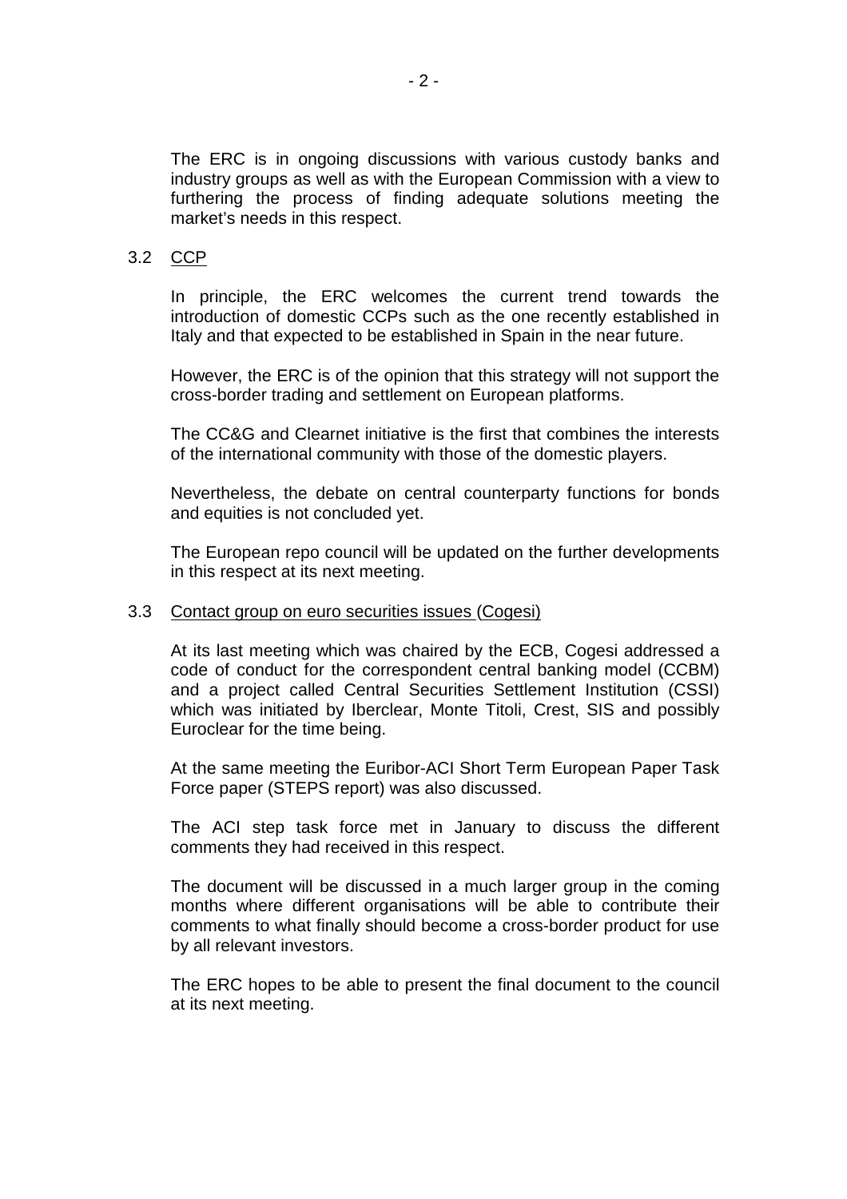The ERC is in ongoing discussions with various custody banks and industry groups as well as with the European Commission with a view to furthering the process of finding adequate solutions meeting the market's needs in this respect.

### 3.2 CCP

In principle, the ERC welcomes the current trend towards the introduction of domestic CCPs such as the one recently established in Italy and that expected to be established in Spain in the near future.

However, the ERC is of the opinion that this strategy will not support the cross-border trading and settlement on European platforms.

The CC&G and Clearnet initiative is the first that combines the interests of the international community with those of the domestic players.

Nevertheless, the debate on central counterparty functions for bonds and equities is not concluded yet.

The European repo council will be updated on the further developments in this respect at its next meeting.

### 3.3 Contact group on euro securities issues (Cogesi)

At its last meeting which was chaired by the ECB, Cogesi addressed a code of conduct for the correspondent central banking model (CCBM) and a project called Central Securities Settlement Institution (CSSI) which was initiated by Iberclear, Monte Titoli, Crest, SIS and possibly Euroclear for the time being.

At the same meeting the Euribor-ACI Short Term European Paper Task Force paper (STEPS report) was also discussed.

The ACI step task force met in January to discuss the different comments they had received in this respect.

The document will be discussed in a much larger group in the coming months where different organisations will be able to contribute their comments to what finally should become a cross-border product for use by all relevant investors.

The ERC hopes to be able to present the final document to the council at its next meeting.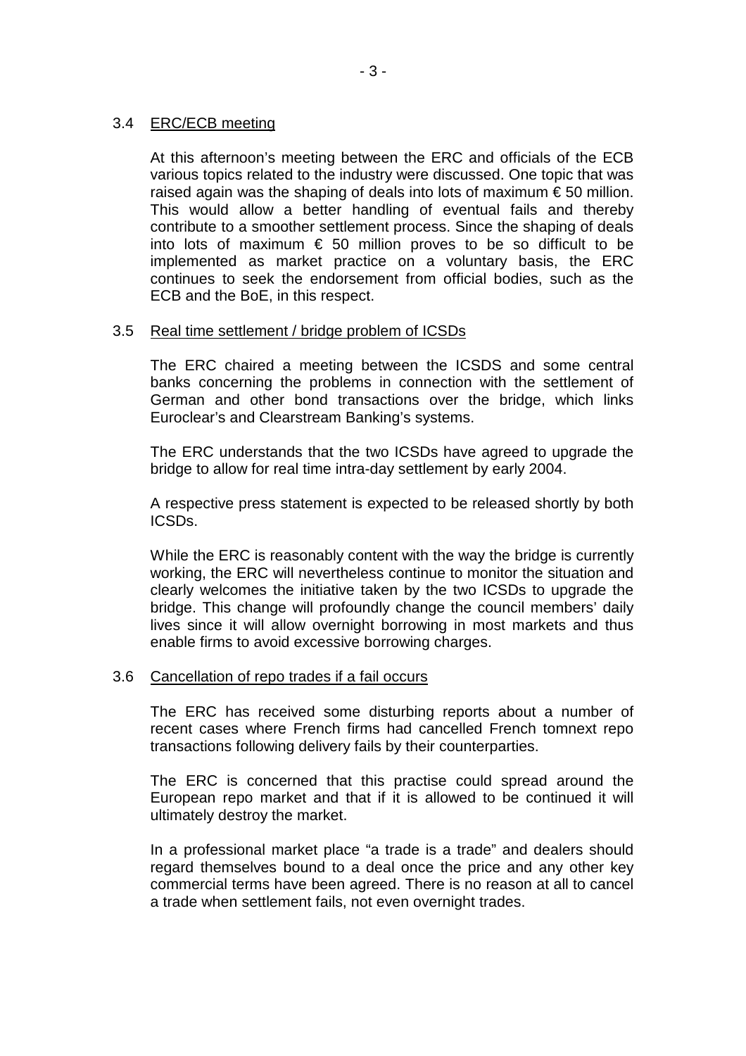### 3.4 <u>ERC/ECB meeting</u>

At this afternoon's meeting between the ERC and officials of the ECB various topics related to the industry were discussed. One topic that was raised again was the shaping of deals into lots of maximum € 50 million. This would allow a better handling of eventual fails and thereby contribute to a smoother settlement process. Since the shaping of deals into lots of maximum € 50 million proves to be so difficult to be implemented as market practice on a voluntary basis, the ERC continues to seek the endorsement from official bodies, such as the ECB and the BoE, in this respect.

### 3.5 <u>Real time settlement / bridge problem of ICSDs</u>

The ERC chaired a meeting between the ICSDS and some central banks concerning the problems in connection with the settlement of German and other bond transactions over the bridge, which links Euroclear's and Clearstream Banking's systems.

The ERC understands that the two ICSDs have agreed to upgrade the bridge to allow for real time intra-day settlement by early 2004.

A respective press statement is expected to be released shortly by both ICSDs.

While the ERC is reasonably content with the way the bridge is currently working, the ERC will nevertheless continue to monitor the situation and clearly welcomes the initiative taken by the two ICSDs to upgrade the bridge. This change will profoundly change the council members' daily lives since it will allow overnight borrowing in most markets and thus enable firms to avoid excessive borrowing charges.

### 3.6 <u>Cancellation of repo trades if a fail occurs</u>

The ERC has received some disturbing reports about a number of recent cases where French firms had cancelled French tomnext repo transactions following delivery fails by their counterparties.

The ERC is concerned that this practise could spread around the European repo market and that if it is allowed to be continued it will ultimately destroy the market.

In a professional market place "a trade is a trade" and dealers should regard themselves bound to a deal once the price and any other key commercial terms have been agreed. There is no reason at all to cancel a trade when settlement fails, not even overnight trades.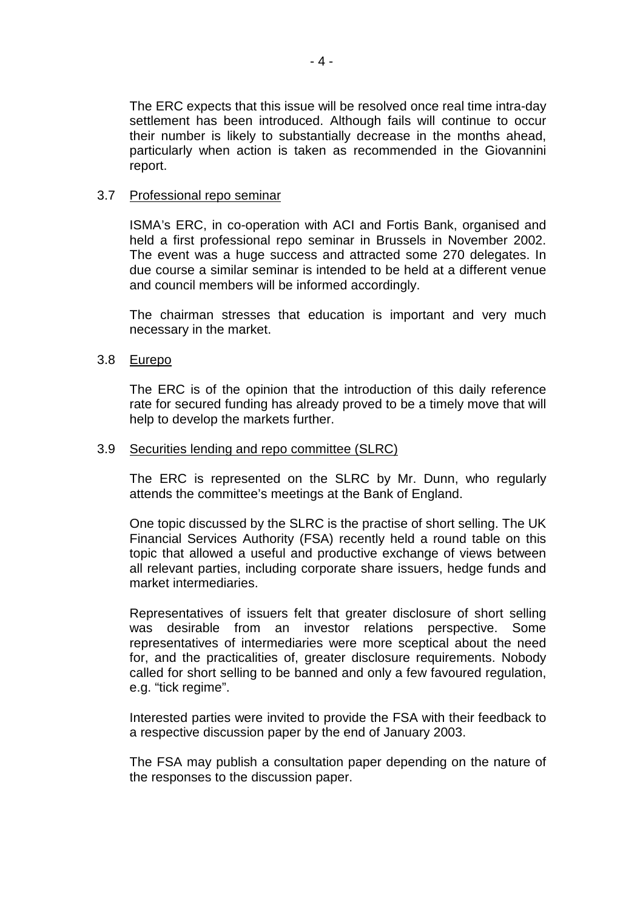The ERC expects that this issue will be resolved once real time intra-day settlement has been introduced. Although fails will continue to occur their number is likely to substantially decrease in the months ahead, particularly when action is taken as recommended in the Giovannini report.

3.7 Professional repo seminar

ISMA's ERC, in co-operation with ACI and Fortis Bank, organised and held a first professional repo seminar in Brussels in November 2002. The event was a huge success and attracted some 270 delegates. In due course a similar seminar is intended to be held at a different venue and council members will be informed accordingly.

The chairman stresses that education is important and very much necessary in the market.

3.8 Eurepo

The ERC is of the opinion that the introduction of this daily reference rate for secured funding has already proved to be a timely move that will help to develop the markets further.

3.9 Securities lending and repo committee (SLRC)

The ERC is represented on the SLRC by Mr. Dunn, who regularly attends the committee's meetings at the Bank of England.

One topic discussed by the SLRC is the practise of short selling. The UK Financial Services Authority (FSA) recently held a round table on this topic that allowed a useful and productive exchange of views between all relevant parties, including corporate share issuers, hedge funds and market intermediaries.

Representatives of issuers felt that greater disclosure of short selling was desirable from an investor relations perspective. Some representatives of intermediaries were more sceptical about the need for, and the practicalities of, greater disclosure requirements. Nobody called for short selling to be banned and only a few favoured regulation, e.g. "tick regime".

Interested parties were invited to provide the FSA with their feedback to a respective discussion paper by the end of January 2003.

The FSA may publish a consultation paper depending on the nature of the responses to the discussion paper.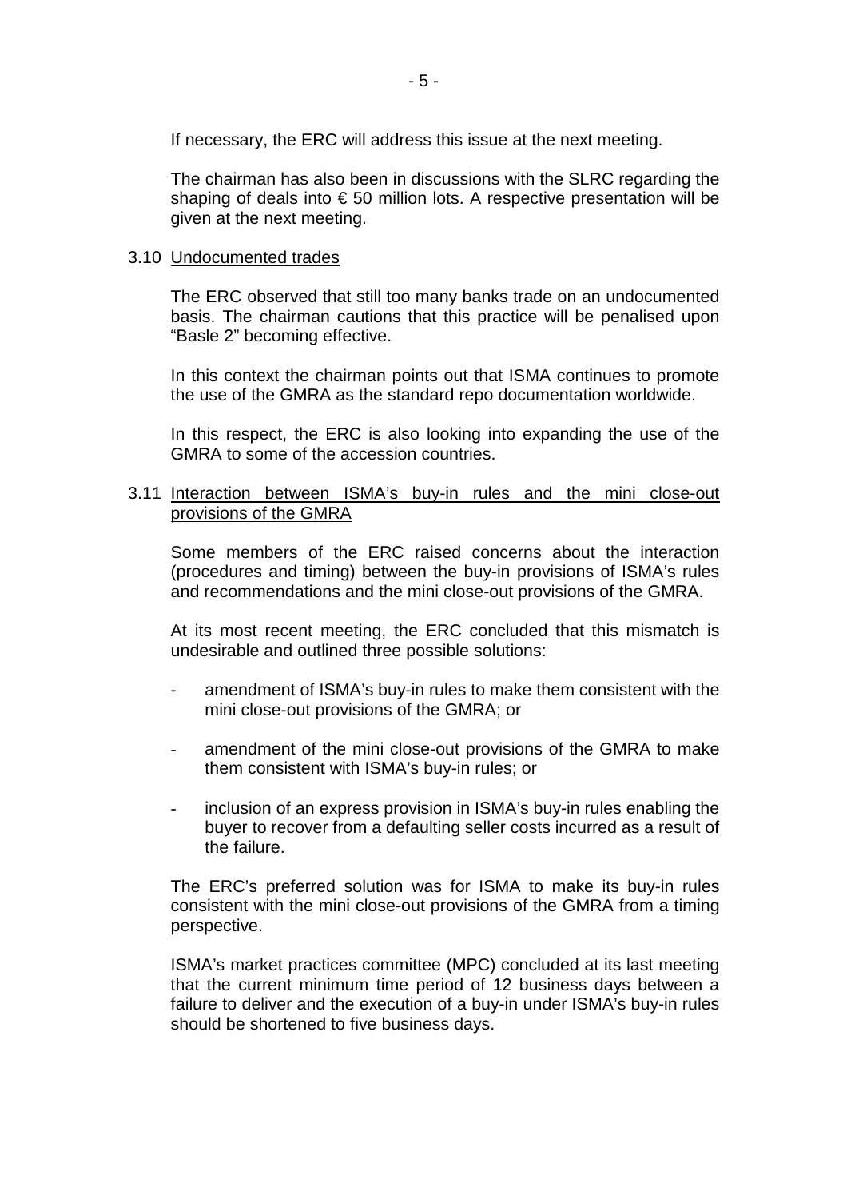If necessary, the ERC will address this issue at the next meeting.

The chairman has also been in discussions with the SLRC regarding the shaping of deals into € 50 million lots. A respective presentation will be given at the next meeting.

### 3.10 Undocumented trades

The ERC observed that still too many banks trade on an undocumented basis. The chairman cautions that this practice will be penalised upon "Basle 2" becoming effective.

In this context the chairman points out that ISMA continues to promote the use of the GMRA as the standard repo documentation worldwide.

In this respect, the ERC is also looking into expanding the use of the GMRA to some of the accession countries.

### 3.11 Interaction between ISMA's buy-in rules and the mini close-out provisions of the GMRA

Some members of the ERC raised concerns about the interaction (procedures and timing) between the buy-in provisions of ISMA's rules and recommendations and the mini close-out provisions of the GMRA.

At its most recent meeting, the ERC concluded that this mismatch is undesirable and outlined three possible solutions:

- amendment of ISMA's buy-in rules to make them consistent with the mini close-out provisions of the GMRA; or
- amendment of the mini close-out provisions of the GMRA to make them consistent with ISMA's buy-in rules; or
- inclusion of an express provision in ISMA's buy-in rules enabling the buyer to recover from a defaulting seller costs incurred as a result of the failure.

The ERC's preferred solution was for ISMA to make its buy-in rules consistent with the mini close-out provisions of the GMRA from a timing perspective.

ISMA's market practices committee (MPC) concluded at its last meeting that the current minimum time period of 12 business days between a failure to deliver and the execution of a buy-in under ISMA's buy-in rules should be shortened to five business days.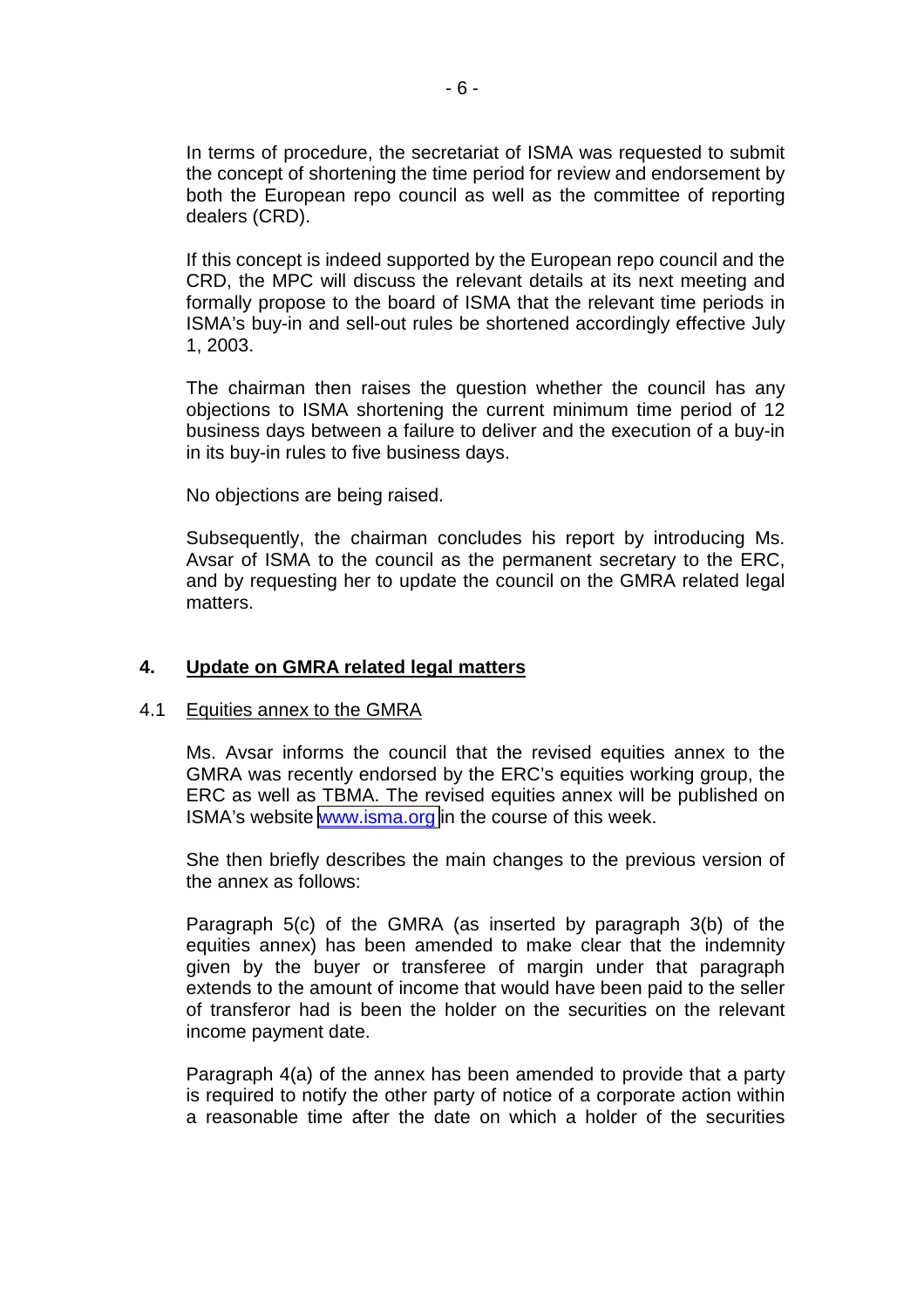In terms of procedure, the secretariat of ISMA was requested to submit the concept of shortening the time period for review and endorsement by both the European repo council as well as the committee of reporting dealers (CRD).

If this concept is indeed supported by the European repo council and the CRD, the MPC will discuss the relevant details at its next meeting and formally propose to the board of ISMA that the relevant time periods in ISMA's buy-in and sell-out rules be shortened accordingly effective July 1, 2003.

The chairman then raises the question whether the council has any objections to ISMA shortening the current minimum time period of 12 business days between a failure to deliver and the execution of a buy-in in its buy-in rules to five business days.

No objections are being raised.

Subsequently, the chairman concludes his report by introducing Ms. Avsar of ISMA to the council as the permanent secretary to the ERC, and by requesting her to update the council on the GMRA related legal matters.

## 4. Update on GMRA related legal matters

### 4.1 Equities annex to the GMRA

Ms. Avsar informs the council that the revised equities annex to the GMRA was recently endorsed by the ERC's equities working group, the ERC as well as TBMA. The revised equities annex will be published on ISMA's website www.isma.org in the course of this week.

She then briefly describes the main changes to the previous version of the annex as follows:

Paragraph 5(c) of the GMRA (as inserted by paragraph 3(b) of the equities annex) has been amended to make clear that the indemnity given by the buyer or transferee of margin under that paragraph extends to the amount of income that would have been paid to the seller of transferor had is been the holder on the securities on the relevant income payment date.

Paragraph 4(a) of the annex has been amended to provide that a party is required to notify the other party of notice of a corporate action within a reasonable time after the date on which a holder of the securities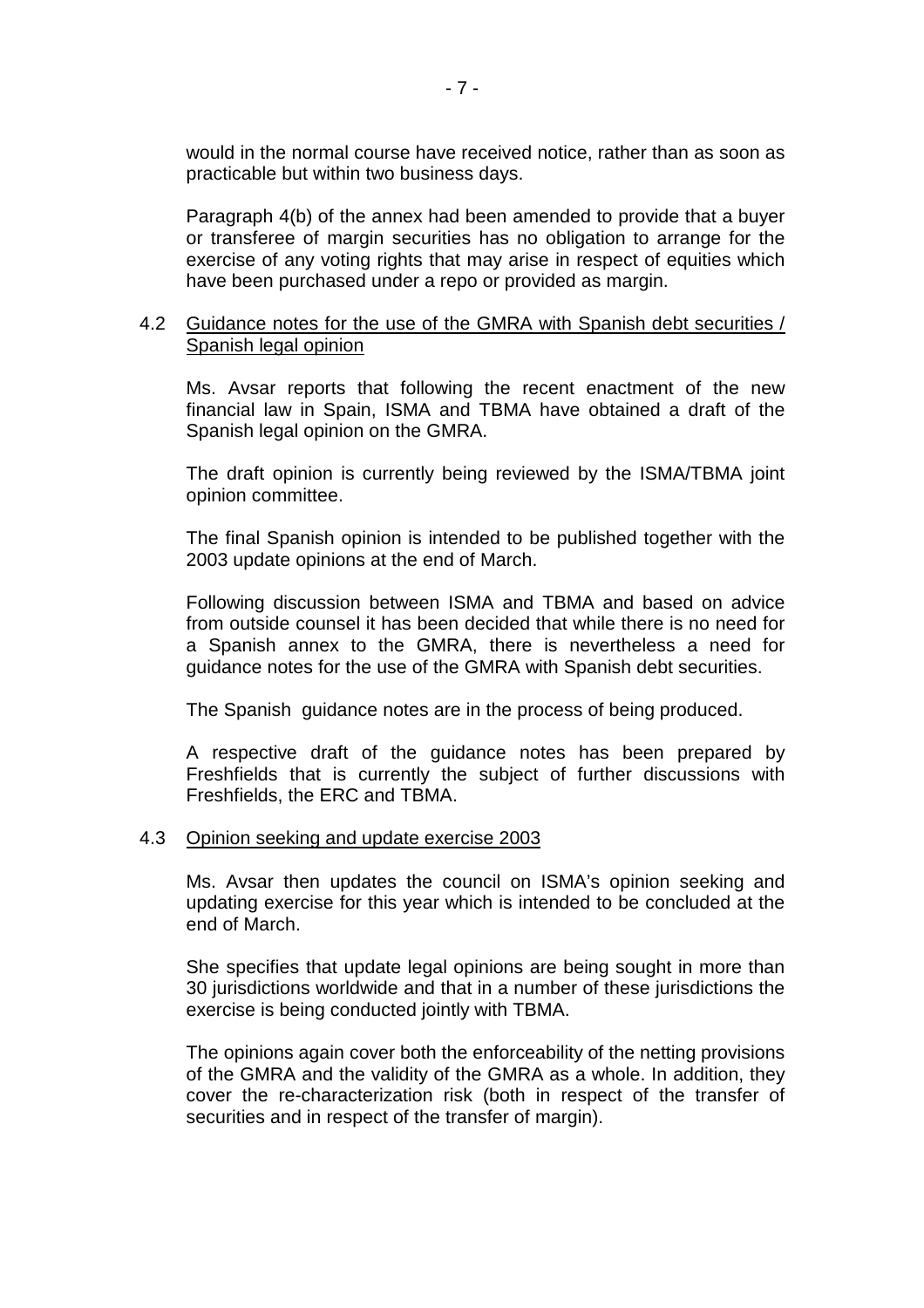would in the normal course have received notice, rather than as soon as practicable but within two business days.

Paragraph 4(b) of the annex had been amended to provide that a buyer or transferee of margin securities has no obligation to arrange for the exercise of any voting rights that may arise in respect of equities which have been purchased under a repo or provided as margin.

4.2 Guidance notes for the use of the GMRA with Spanish debt securities / Spanish legal opinion

Ms. Avsar reports that following the recent enactment of the new financial law in Spain, ISMA and TBMA have obtained a draft of the Spanish legal opinion on the GMRA.

The draft opinion is currently being reviewed by the ISMA/TBMA joint opinion committee.

The final Spanish opinion is intended to be published together with the 2003 update opinions at the end of March.

Following discussion between ISMA and TBMA and based on advice from outside counsel it has been decided that while there is no need for a Spanish annex to the GMRA, there is nevertheless a need for guidance notes for the use of the GMRA with Spanish debt securities.

The Spanish guidance notes are in the process of being produced.

A respective draft of the guidance notes has been prepared by Freshfields that is currently the subject of further discussions with Freshfields, the ERC and TBMA.

4.3 Opinion seeking and update exercise 2003

Ms. Avsar then updates the council on ISMA's opinion seeking and updating exercise for this year which is intended to be concluded at the end of March.

She specifies that update legal opinions are being sought in more than 30 jurisdictions worldwide and that in a number of these jurisdictions the exercise is being conducted jointly with TBMA.

The opinions again cover both the enforceability of the netting provisions of the GMRA and the validity of the GMRA as a whole. In addition, they cover the re-characterization risk (both in respect of the transfer of securities and in respect of the transfer of margin).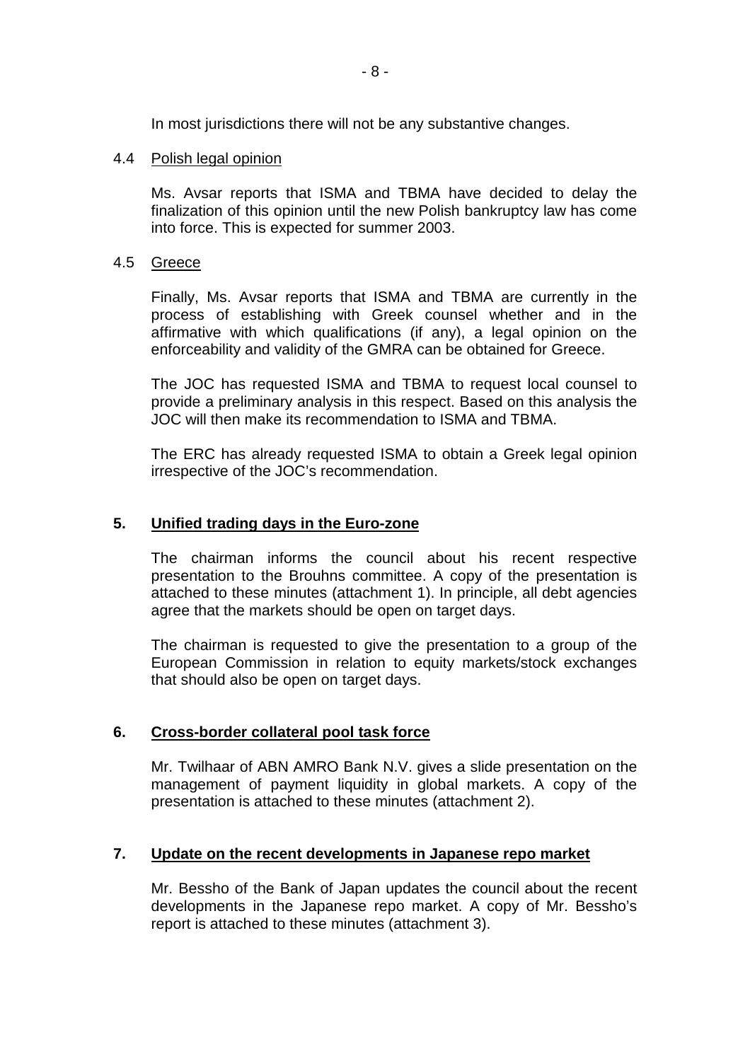In most jurisdictions there will not be any substantive changes.

4.4 Polish legal opinion

Ms. Avsar reports that ISMA and TBMA have decided to delay the finalization of this opinion until the new Polish bankruptcy law has come into force. This is expected for summer 2003.

4.5 Greece

Finally, Ms. Avsar reports that ISMA and TBMA are currently in the process of establishing with Greek counsel whether and in the affirmative with which qualifications (if any), a legal opinion on the enforceability and validity of the GMRA can be obtained for Greece.

The JOC has requested ISMA and TBMA to request local counsel to provide a preliminary analysis in this respect. Based on this analysis the JOC will then make its recommendation to ISMA and TBMA.

The ERC has already requested ISMA to obtain a Greek legal opinion irrespective of the JOC's recommendation.

## 5. Unified trading days in the Euro-zone

The chairman informs the council about his recent respective presentation to the Brouhns committee. A copy of the presentation is attached to these minutes (attachment 1). In principle, all debt agencies agree that the markets should be open on target days.

The chairman is requested to give the presentation to a group of the European Commission in relation to equity markets/stock exchanges that should also be open on target days.

## 6. Cross-border collateral pool task force

Mr. Twilhaar of ABN AMRO Bank N.V. gives a slide presentation on the management of payment liquidity in global markets. A copy of the presentation is attached to these minutes (attachment 2).

## 7. Update on the recent developments in Japanese repo market

Mr. Bessho of the Bank of Japan updates the council about the recent developments in the Japanese repo market. A copy of Mr. Bessho's report is attached to these minutes (attachment 3).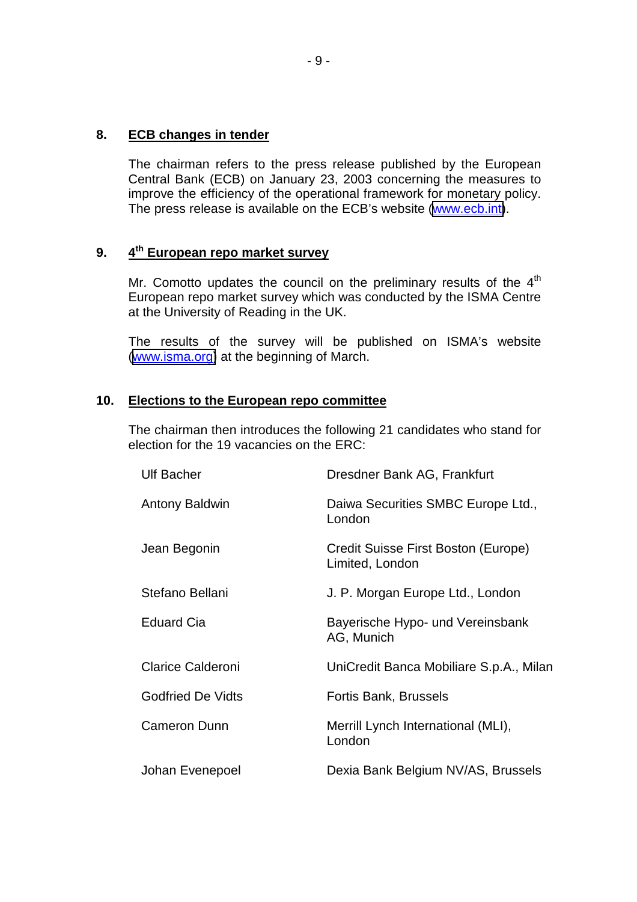## 8. ECB changes in tender

The chairman refers to the press release published by the European Central Bank (ECB) on January 23, 2003 concerning the measures to improve the efficiency of the operational framework for monetary policy. The press release is available on the ECB's website (www.ecb.int).

## 9. 4th European repo market survey

Mr. Comotto updates the council on the preliminary results of the 4th European repo market survey which was conducted by the ISMA Centre at the University of Reading in the UK.

The results of the survey will be published on ISMA's website (www.isma.org) at the beginning of March.

## 10. Elections to the European repo committee

The chairman then introduces the following 21 candidates who stand for election for the 19 vacancies on the ERC:

| | |
|---|---|
| Ulf Bacher | Dresdner Bank AG, Frankfurt |
| Antony Baldwin | Daiwa Securities SMBC Europe Ltd., London |
| Jean Begonin | Credit Suisse First Boston (Europe) Limited, London |
| Stefano Bellani | J. P. Morgan Europe Ltd., London |
| Eduard Cia | Bayerische Hypo- und Vereinsbank AG, Munich |
| Clarice Calderoni | UniCredit Banca Mobiliare S.p.A., Milan |
| Godfried De Vidts | Fortis Bank, Brussels |
| Cameron Dunn | Merrill Lynch International (MLI), London |
| Johan Evenepoel | Dexia Bank Belgium NV/AS, Brussels |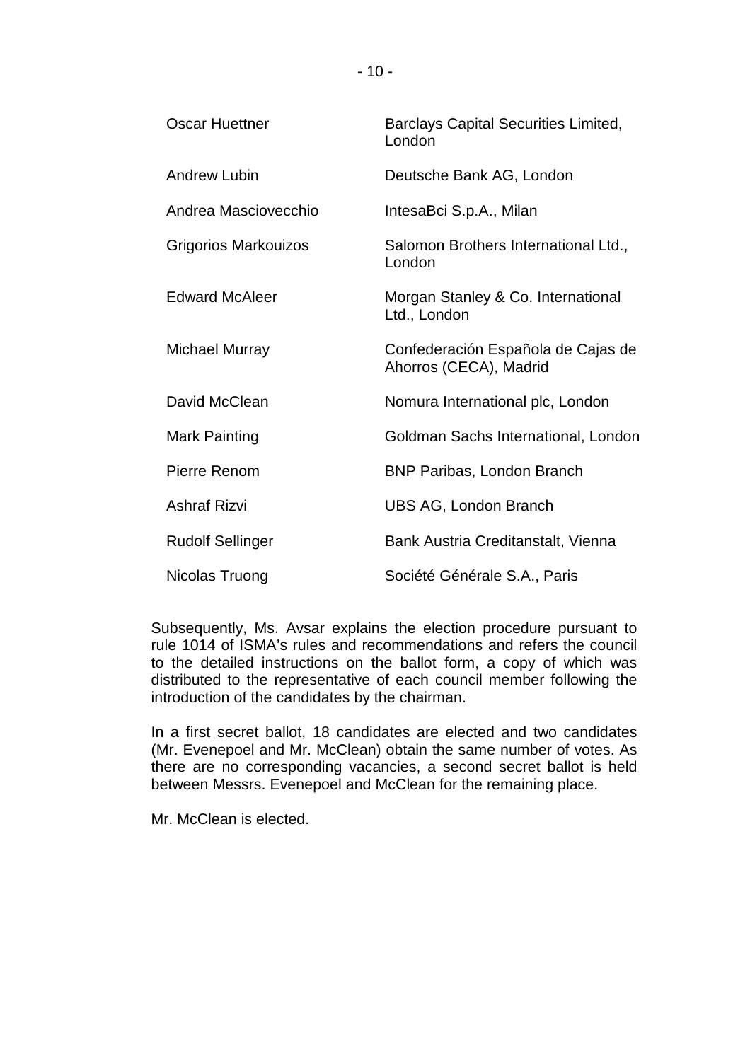| | |
|---|---|
| Oscar Huettner | Barclays Capital Securities Limited, London |
| Andrew Lubin | Deutsche Bank AG, London |
| Andrea Masciovecchio | IntesaBci S.p.A., Milan |
| Grigorios Markouizos | Salomon Brothers International Ltd., London |
| Edward McAleer | Morgan Stanley & Co. International Ltd., London |
| Michael Murray | Confederación Española de Cajas de Ahorros (CECA), Madrid |
| David McClean | Nomura International plc, London |
| Mark Painting | Goldman Sachs International, London |
| Pierre Renom | BNP Paribas, London Branch |
| Ashraf Rizvi | UBS AG, London Branch |
| Rudolf Sellinger | Bank Austria Creditanstalt, Vienna |
| Nicolas Truong | Société Générale S.A., Paris |

Subsequently, Ms. Avsar explains the election procedure pursuant to rule 1014 of ISMA's rules and recommendations and refers the council to the detailed instructions on the ballot form, a copy of which was distributed to the representative of each council member following the introduction of the candidates by the chairman.

In a first secret ballot, 18 candidates are elected and two candidates (Mr. Evenepoel and Mr. McClean) obtain the same number of votes. As there are no corresponding vacancies, a second secret ballot is held between Messrs. Evenepoel and McClean for the remaining place.

Mr. McClean is elected.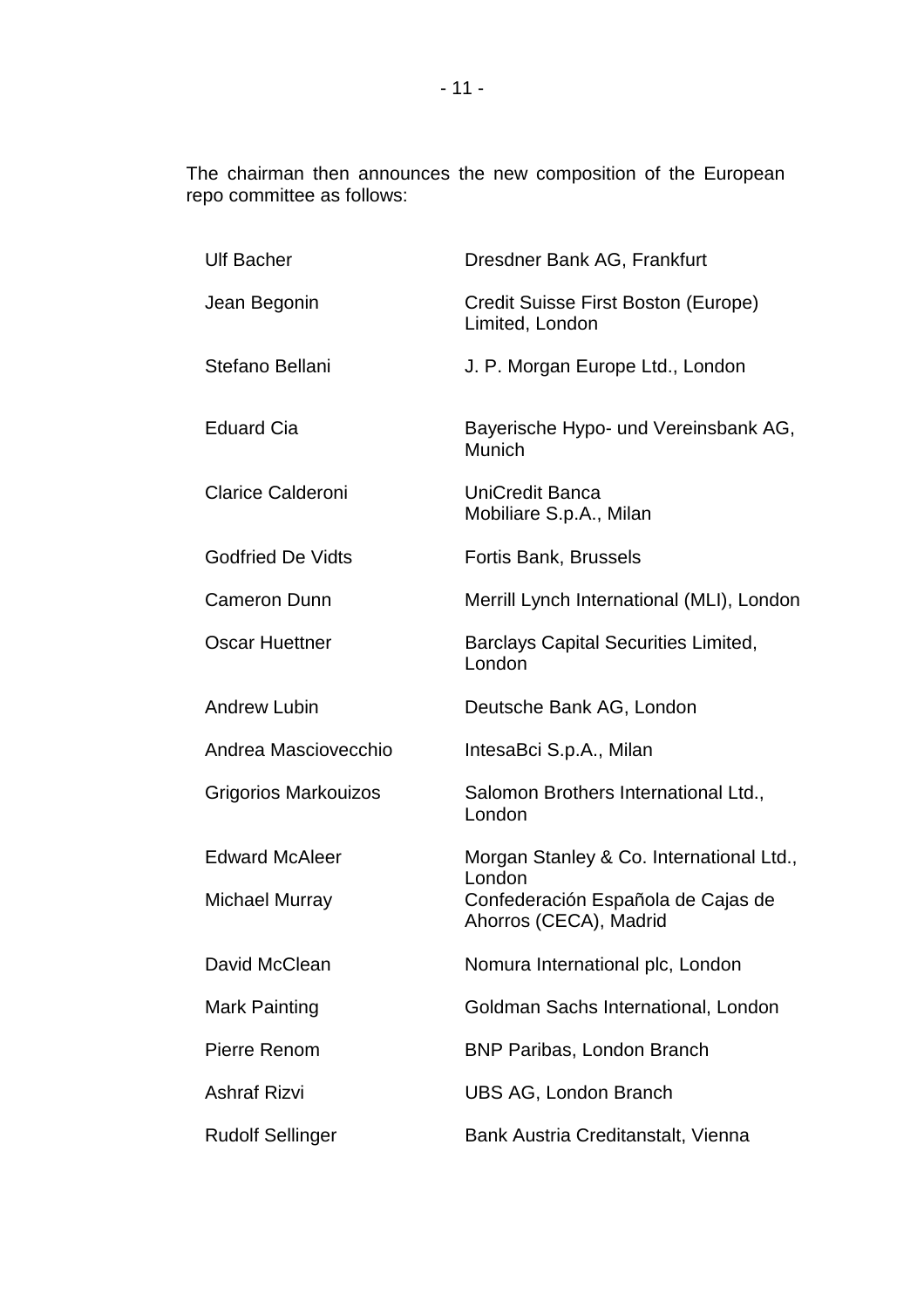The chairman then announces the new composition of the European repo committee as follows:

| | |
|---|---|
| Ulf Bacher | Dresdner Bank AG, Frankfurt |
| Jean Begonin | Credit Suisse First Boston (Europe) Limited, London |
| Stefano Bellani | J. P. Morgan Europe Ltd., London |
| Eduard Cia | Bayerische Hypo- und Vereinsbank AG, Munich |
| Clarice Calderoni | UniCredit Banca Mobiliare S.p.A., Milan |
| Godfried De Vidts | Fortis Bank, Brussels |
| Cameron Dunn | Merrill Lynch International (MLI), London |
| Oscar Huettner | Barclays Capital Securities Limited, London |
| Andrew Lubin | Deutsche Bank AG, London |
| Andrea Masciovecchio | IntesaBci S.p.A., Milan |
| Grigorios Markouizos | Salomon Brothers International Ltd., London |
| Edward McAleer | Morgan Stanley & Co. International Ltd., London |
| Michael Murray | Confederación Española de Cajas de Ahorros (CECA), Madrid |
| David McClean | Nomura International plc, London |
| Mark Painting | Goldman Sachs International, London |
| Pierre Renom | BNP Paribas, London Branch |
| Ashraf Rizvi | UBS AG, London Branch |
| Rudolf Sellinger | Bank Austria Creditanstalt, Vienna |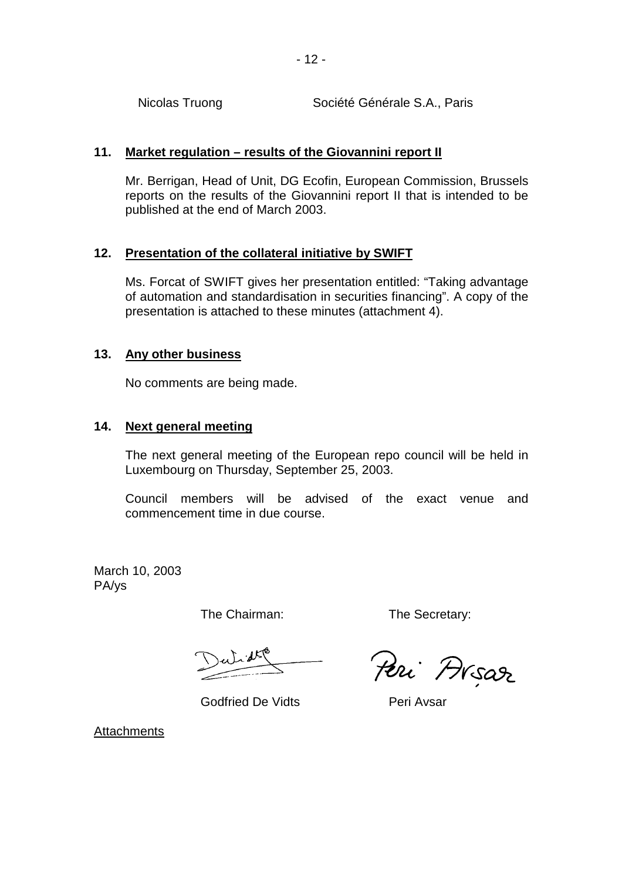Nicolas Truong Société Générale S.A., Paris

## 11. Market regulation – results of the Giovannini report II

Mr. Berrigan, Head of Unit, DG Ecofin, European Commission, Brussels reports on the results of the Giovannini report II that is intended to be published at the end of March 2003.

## 12. Presentation of the collateral initiative by SWIFT

Ms. Forcat of SWIFT gives her presentation entitled: "Taking advantage of automation and standardisation in securities financing". A copy of the presentation is attached to these minutes (attachment 4).

## 13. Any other business

No comments are being made.

## 14. Next general meeting

The next general meeting of the European repo council will be held in Luxembourg on Thursday, September 25, 2003.

Council members will be advised of the exact venue and commencement time in due course.

March 10, 2003
PA/ys

The Chairman: The Secretary:

Godfried De Vidts Peri Avsar

Attachments